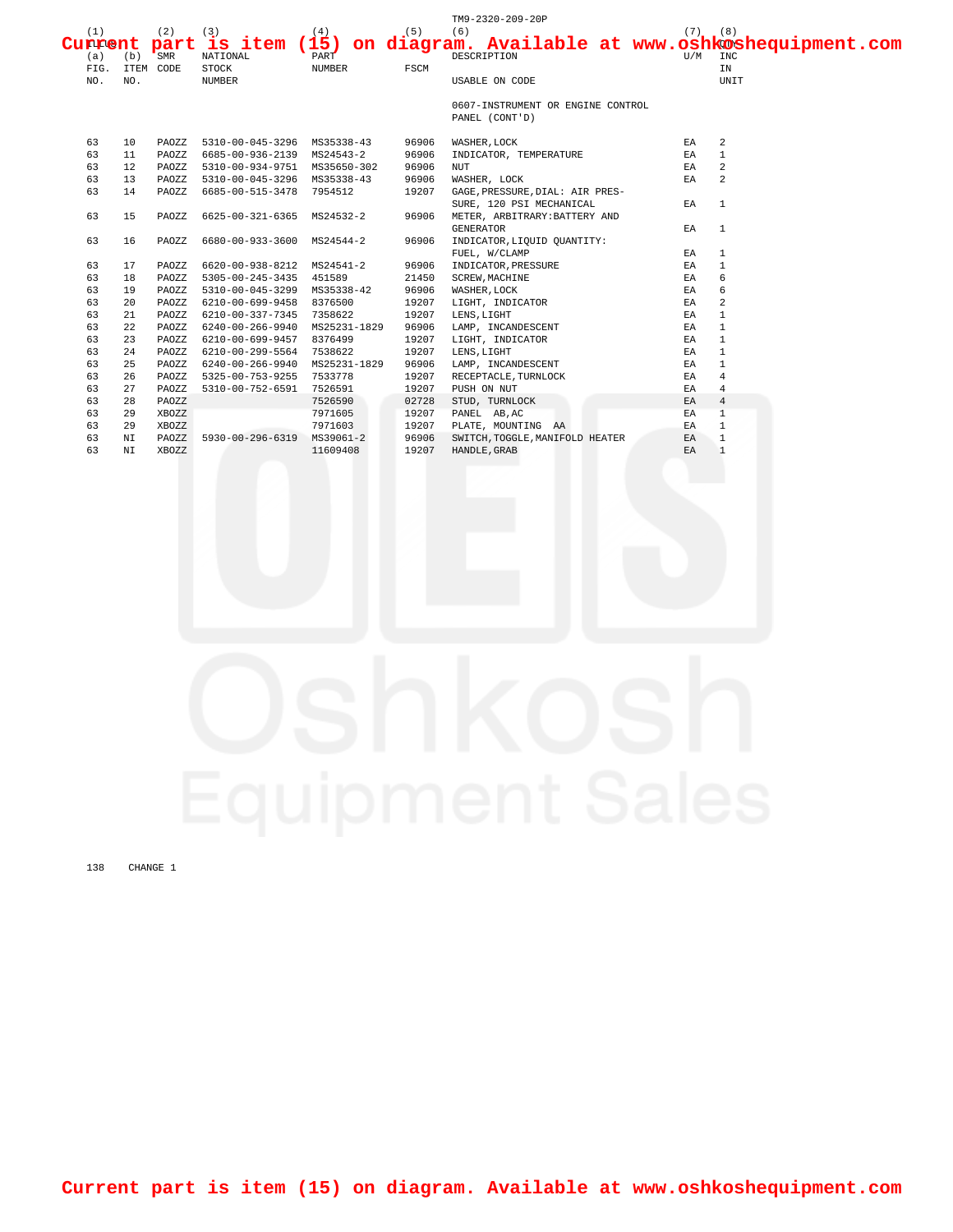Current part is item (15) on diagram. Available at www.oshkoshequipment.com

| (1) (a) FIG. NO. | (1) (b) ITEM NO. | (2) SMR CODE | (3) NATIONAL STOCK NUMBER | (4) PART NUMBER | (5) FSCM | (6) DESCRIPTION USABLE ON CODE | (7) U/M | (8) QTY INC IN UNIT |
|---|---|---|---|---|---|---|---|---|
| | | | | | | 0607-INSTRUMENT OR ENGINE CONTROL PANEL (CONT'D) | | |
| 63 | 10 | PAOZZ | 5310-00-045-3296 | MS35338-43 | 96906 | WASHER,LOCK | EA | 2 |
| 63 | 11 | PAOZZ | 6685-00-936-2139 | MS24543-2 | 96906 | INDICATOR, TEMPERATURE | EA | 1 |
| 63 | 12 | PAOZZ | 5310-00-934-9751 | MS35650-302 | 96906 | NUT | EA | 2 |
| 63 | 13 | PAOZZ | 5310-00-045-3296 | MS35338-43 | 96906 | WASHER, LOCK | EA | 2 |
| 63 | 14 | PAOZZ | 6685-00-515-3478 | 7954512 | 19207 | GAGE,PRESSURE,DIAL: AIR PRESSURE, 120 PSI MECHANICAL | EA | 1 |
| 63 | 15 | PAOZZ | 6625-00-321-6365 | MS24532-2 | 96906 | METER, ARBITRARY:BATTERY AND GENERATOR | EA | 1 |
| 63 | 16 | PAOZZ | 6680-00-933-3600 | MS24544-2 | 96906 | INDICATOR,LIQUID QUANTITY: FUEL, W/CLAMP | EA | 1 |
| 63 | 17 | PAOZZ | 6620-00-938-8212 | MS24541-2 | 96906 | INDICATOR,PRESSURE | EA | 1 |
| 63 | 18 | PAOZZ | 5305-00-245-3435 | 451589 | 21450 | SCREW,MACHINE | EA | 6 |
| 63 | 19 | PAOZZ | 5310-00-045-3299 | MS35338-42 | 96906 | WASHER,LOCK | EA | 6 |
| 63 | 20 | PAOZZ | 6210-00-699-9458 | 8376500 | 19207 | LIGHT, INDICATOR | EA | 2 |
| 63 | 21 | PAOZZ | 6210-00-337-7345 | 7358622 | 19207 | LENS,LIGHT | EA | 1 |
| 63 | 22 | PAOZZ | 6240-00-266-9940 | MS25231-1829 | 96906 | LAMP, INCANDESCENT | EA | 1 |
| 63 | 23 | PAOZZ | 6210-00-699-9457 | 8376499 | 19207 | LIGHT, INDICATOR | EA | 1 |
| 63 | 24 | PAOZZ | 6210-00-299-5564 | 7538622 | 19207 | LENS,LIGHT | EA | 1 |
| 63 | 25 | PAOZZ | 6240-00-266-9940 | MS25231-1829 | 96906 | LAMP, INCANDESCENT | EA | 1 |
| 63 | 26 | PAOZZ | 5325-00-753-9255 | 7533778 | 19207 | RECEPTACLE,TURNLOCK | EA | 4 |
| 63 | 27 | PAOZZ | 5310-00-752-6591 | 7526591 | 19207 | PUSH ON NUT | EA | 4 |
| 63 | 28 | PAOZZ | | 7526590 | 02728 | STUD, TURNLOCK | EA | 4 |
| 63 | 29 | XBOZZ | | 7971605 | 19207 | PANEL AB,AC | EA | 1 |
| 63 | 29 | XBOZZ | | 7971603 | 19207 | PLATE, MOUNTING AA | EA | 1 |
| 63 | NI | PAOZZ | 5930-00-296-6319 | MS39061-2 | 96906 | SWITCH,TOGGLE,MANIFOLD HEATER | EA | 1 |
| 63 | NI | XBOZZ | | 11609408 | 19207 | HANDLE,GRAB | EA | 1 |

CHANGE 1

Current part is item (15) on diagram. Available at www.oshkoshequipment.com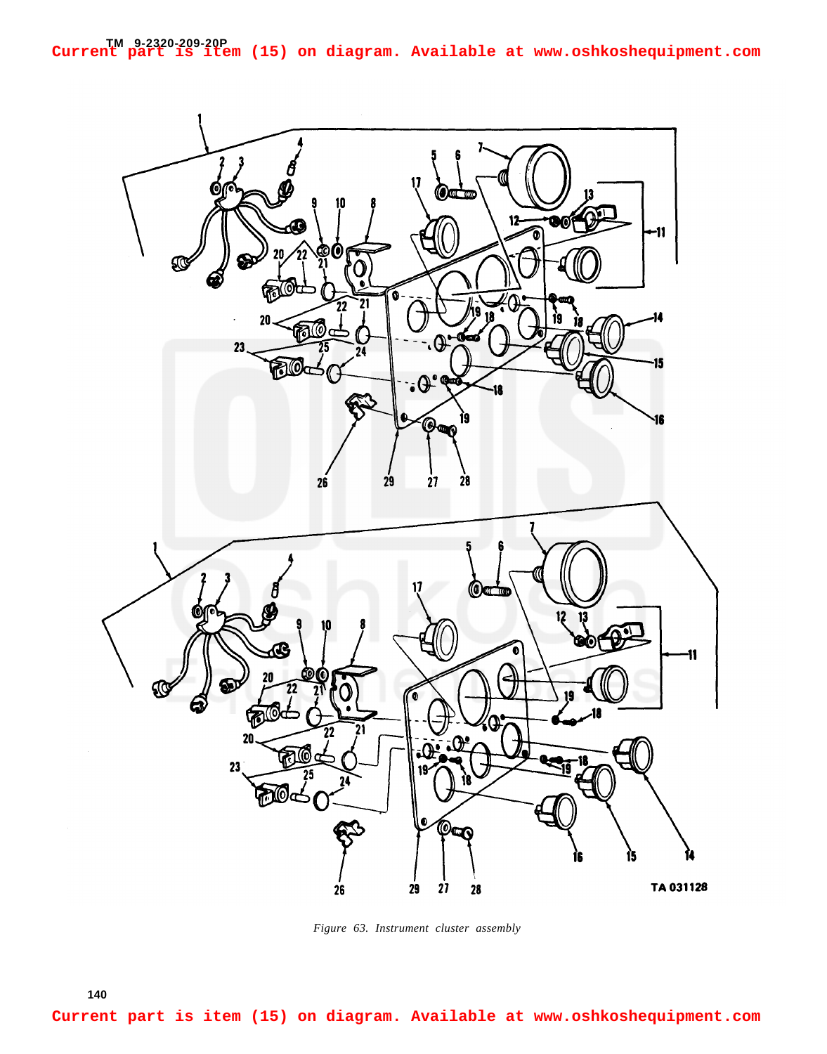TA 031128

*Figure 63. Instrument cluster assembly*